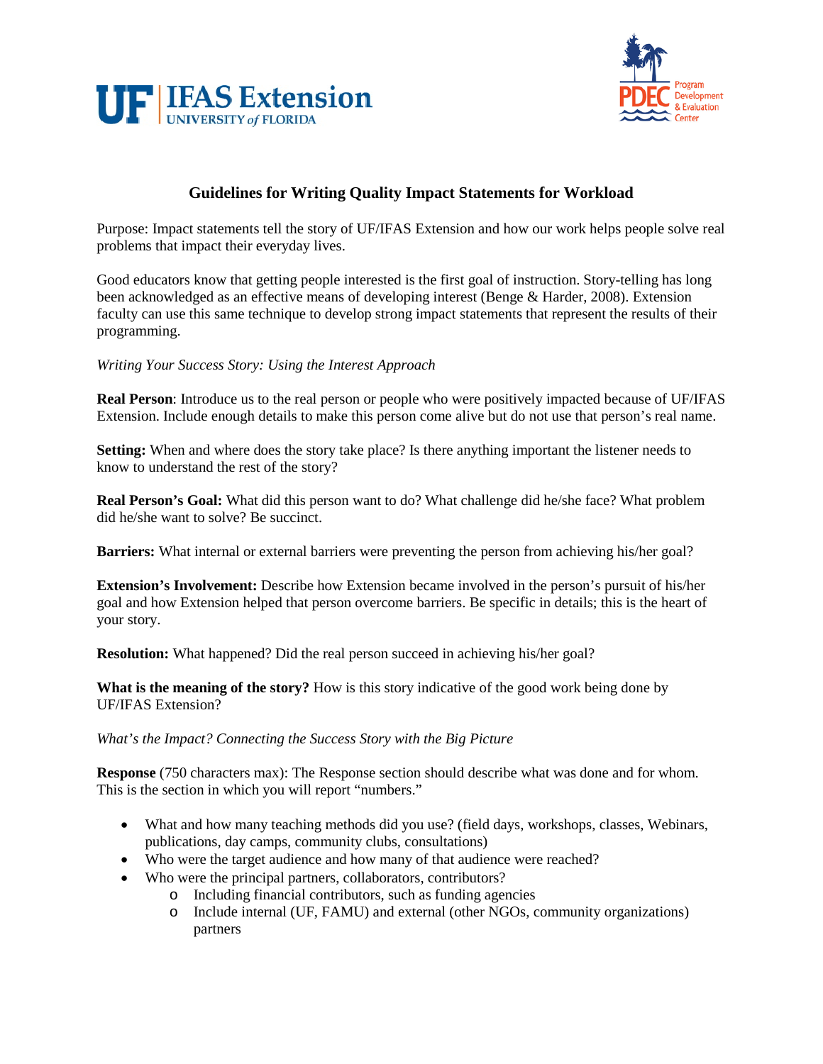# Guidelines for Writing Quality Impact Statements for Workload

Purpose: Impact statements tell the story of UF/IFAS Extension and how our work helps people solve real problems that impact their everyday lives.

Good educators know that getting people interested is the first goal of instruction. Story-telling has long been acknowledged as an effective means of developing interest (Benge & Harder, 2008). Extension faculty can use this same technique to develop strong impact statements that represent the results of their programming.

*Writing Your Success Story: Using the Interest Approach*

**Real Person**: Introduce us to the real person or people who were positively impacted because of UF/IFAS Extension. Include enough details to make this person come alive but do not use that person's real name.

**Setting:** When and where does the story take place? Is there anything important the listener needs to know to understand the rest of the story?

**Real Person's Goal:** What did this person want to do? What challenge did he/she face? What problem did he/she want to solve? Be succinct.

**Barriers:** What internal or external barriers were preventing the person from achieving his/her goal?

**Extension's Involvement:** Describe how Extension became involved in the person's pursuit of his/her goal and how Extension helped that person overcome barriers. Be specific in details; this is the heart of your story.

**Resolution:** What happened? Did the real person succeed in achieving his/her goal?

**What is the meaning of the story?** How is this story indicative of the good work being done by UF/IFAS Extension?

*What's the Impact? Connecting the Success Story with the Big Picture*

**Response** (750 characters max): The Response section should describe what was done and for whom. This is the section in which you will report "numbers."

- What and how many teaching methods did you use? (field days, workshops, classes, Webinars, publications, day camps, community clubs, consultations)
- Who were the target audience and how many of that audience were reached?
- Who were the principal partners, collaborators, contributors?
  - Including financial contributors, such as funding agencies
  - Include internal (UF, FAMU) and external (other NGOs, community organizations) partners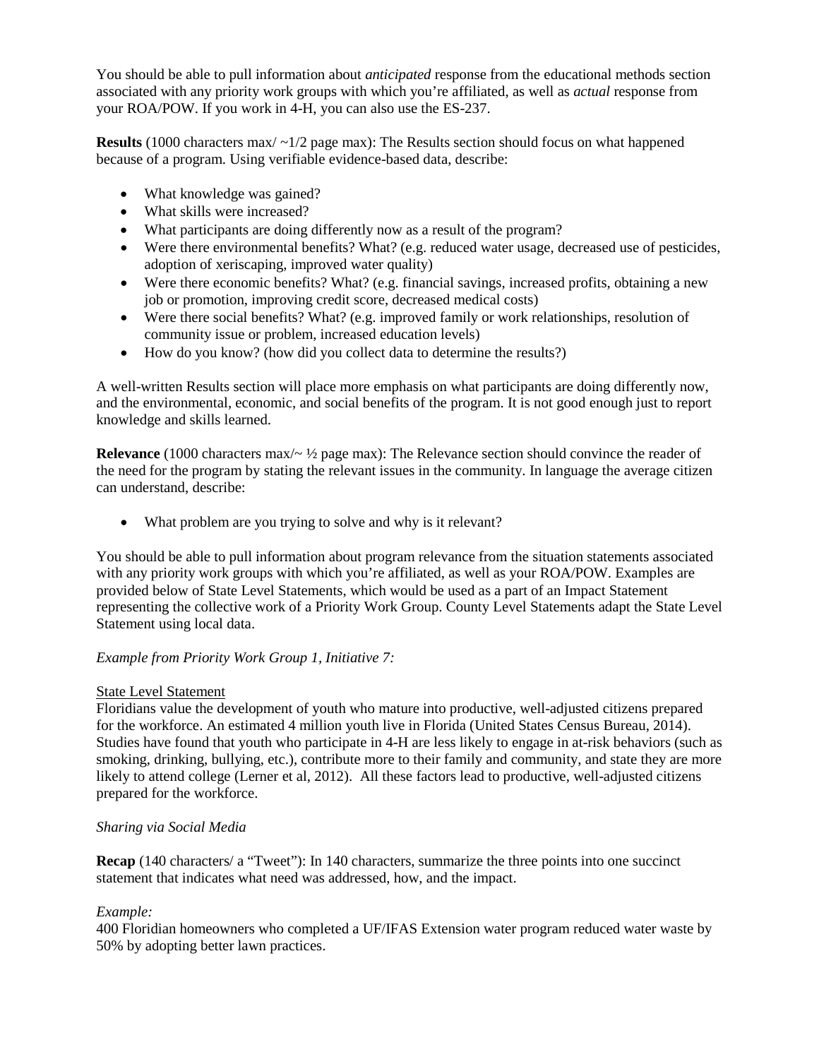You should be able to pull information about *anticipated* response from the educational methods section associated with any priority work groups with which you're affiliated, as well as *actual* response from your ROA/POW. If you work in 4-H, you can also use the ES-237.

**Results** (1000 characters max/ ~1/2 page max): The Results section should focus on what happened because of a program. Using verifiable evidence-based data, describe:

- What knowledge was gained?
- What skills were increased?
- What participants are doing differently now as a result of the program?
- Were there environmental benefits? What? (e.g. reduced water usage, decreased use of pesticides, adoption of xeriscaping, improved water quality)
- Were there economic benefits? What? (e.g. financial savings, increased profits, obtaining a new job or promotion, improving credit score, decreased medical costs)
- Were there social benefits? What? (e.g. improved family or work relationships, resolution of community issue or problem, increased education levels)
- How do you know? (how did you collect data to determine the results?)

A well-written Results section will place more emphasis on what participants are doing differently now, and the environmental, economic, and social benefits of the program. It is not good enough just to report knowledge and skills learned.

**Relevance** (1000 characters max/~ ½ page max): The Relevance section should convince the reader of the need for the program by stating the relevant issues in the community. In language the average citizen can understand, describe:

- What problem are you trying to solve and why is it relevant?

You should be able to pull information about program relevance from the situation statements associated with any priority work groups with which you're affiliated, as well as your ROA/POW. Examples are provided below of State Level Statements, which would be used as a part of an Impact Statement representing the collective work of a Priority Work Group. County Level Statements adapt the State Level Statement using local data.

*Example from Priority Work Group 1, Initiative 7:*

<u>State Level Statement</u>
Floridians value the development of youth who mature into productive, well-adjusted citizens prepared for the workforce. An estimated 4 million youth live in Florida (United States Census Bureau, 2014). Studies have found that youth who participate in 4-H are less likely to engage in at-risk behaviors (such as smoking, drinking, bullying, etc.), contribute more to their family and community, and state they are more likely to attend college (Lerner et al, 2012). All these factors lead to productive, well-adjusted citizens prepared for the workforce.

*Sharing via Social Media*

**Recap** (140 characters/ a "Tweet"): In 140 characters, summarize the three points into one succinct statement that indicates what need was addressed, how, and the impact.

*Example:*
400 Floridian homeowners who completed a UF/IFAS Extension water program reduced water waste by 50% by adopting better lawn practices.